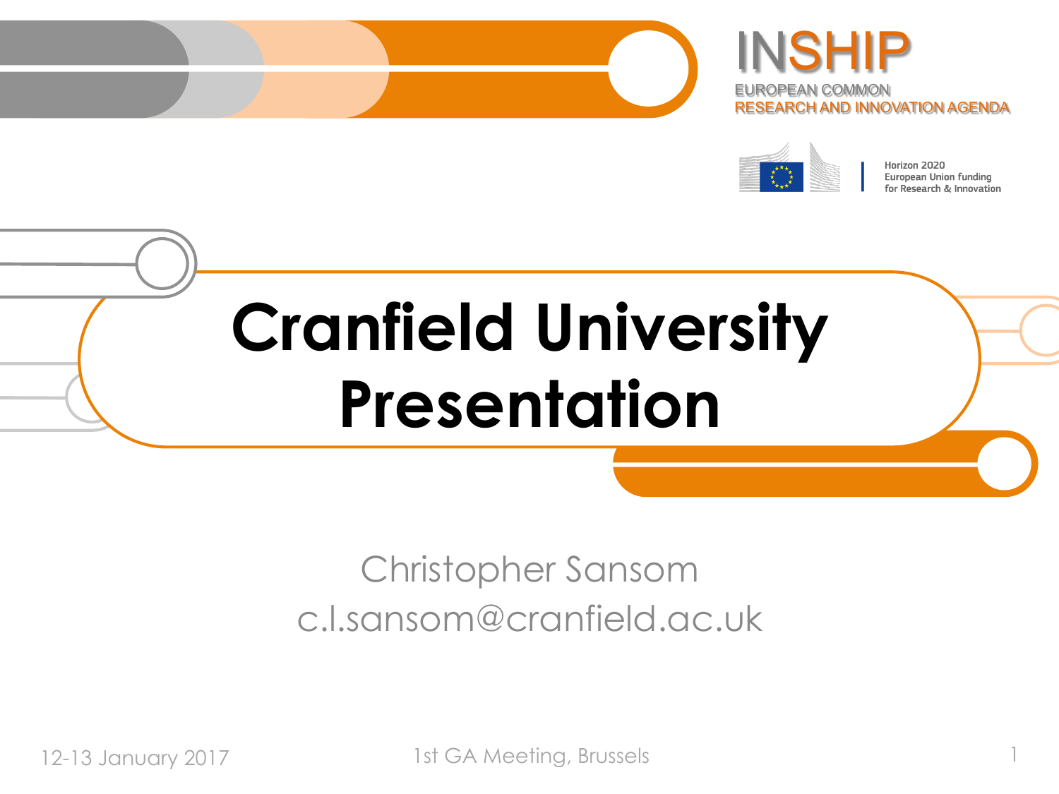INSHIP

EUROPEAN COMMON
RESEARCH AND INNOVATION AGENDA

Horizon 2020
European Union funding
for Research & Innovation

# Cranfield University Presentation

Christopher Sansom
c.l.sansom@cranfield.ac.uk

12-13 January 2017

1st GA Meeting, Brussels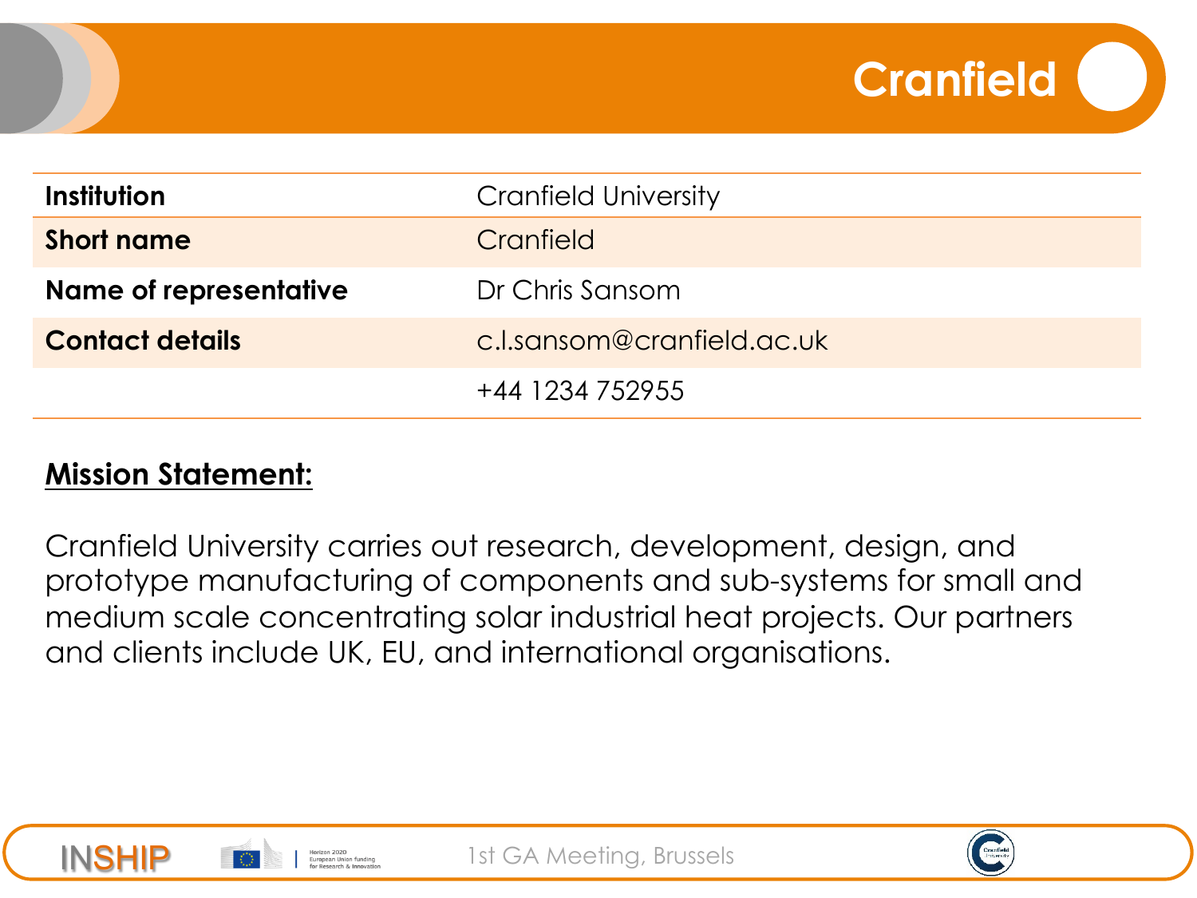# Cranfield

| Institution | Cranfield University |
| --- | --- |
| **Short name** | Cranfield |
| **Name of representative** | Dr Chris Sansom |
| **Contact details** | c.l.sansom@cranfield.ac.uk |
| | +44 1234 752955 |

**Mission Statement:**

Cranfield University carries out research, development, design, and prototype manufacturing of components and sub-systems for small and medium scale concentrating solar industrial heat projects. Our partners and clients include UK, EU, and international organisations.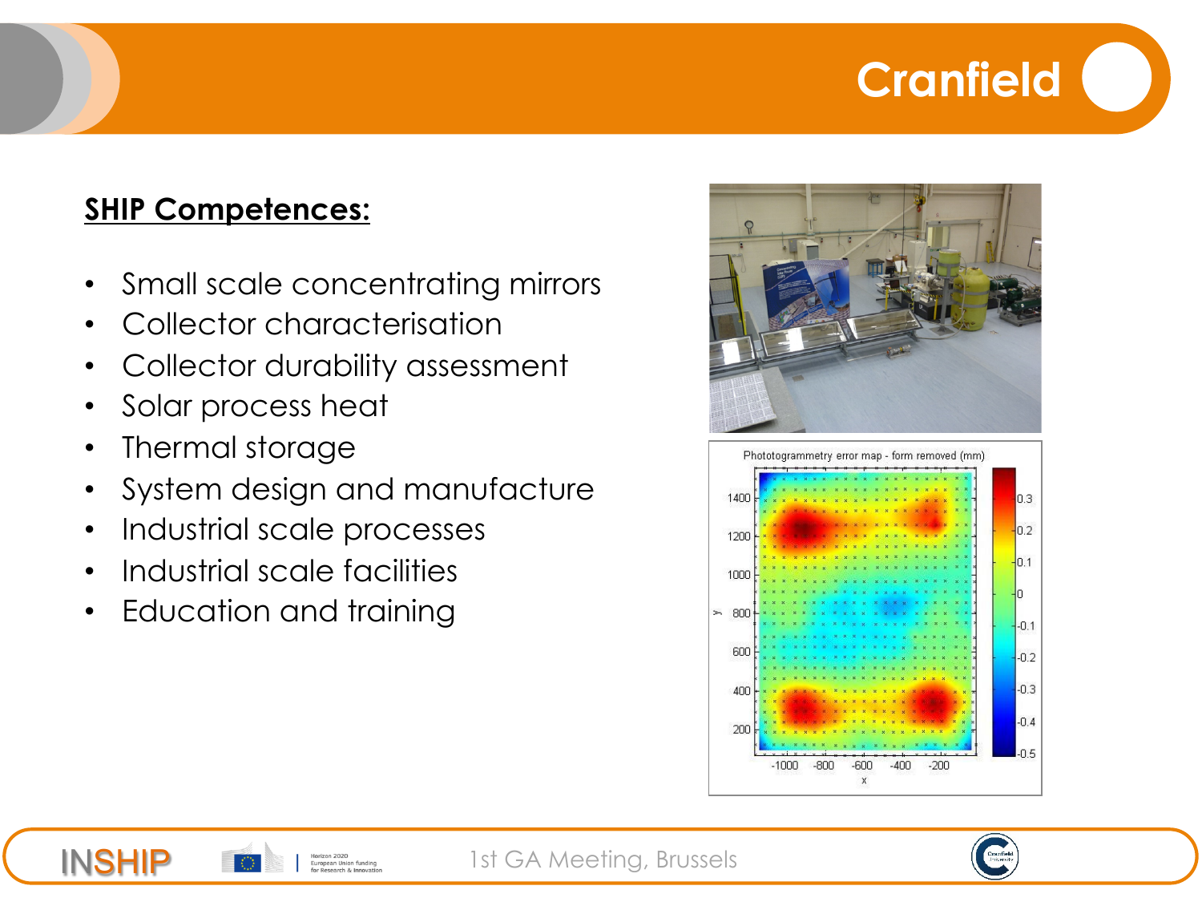# Cranfield

## SHIP Competences:

- Small scale concentrating mirrors
- Collector characterisation
- Collector durability assessment
- Solar process heat
- Thermal storage
- System design and manufacture
- Industrial scale processes
- Industrial scale facilities
- Education and training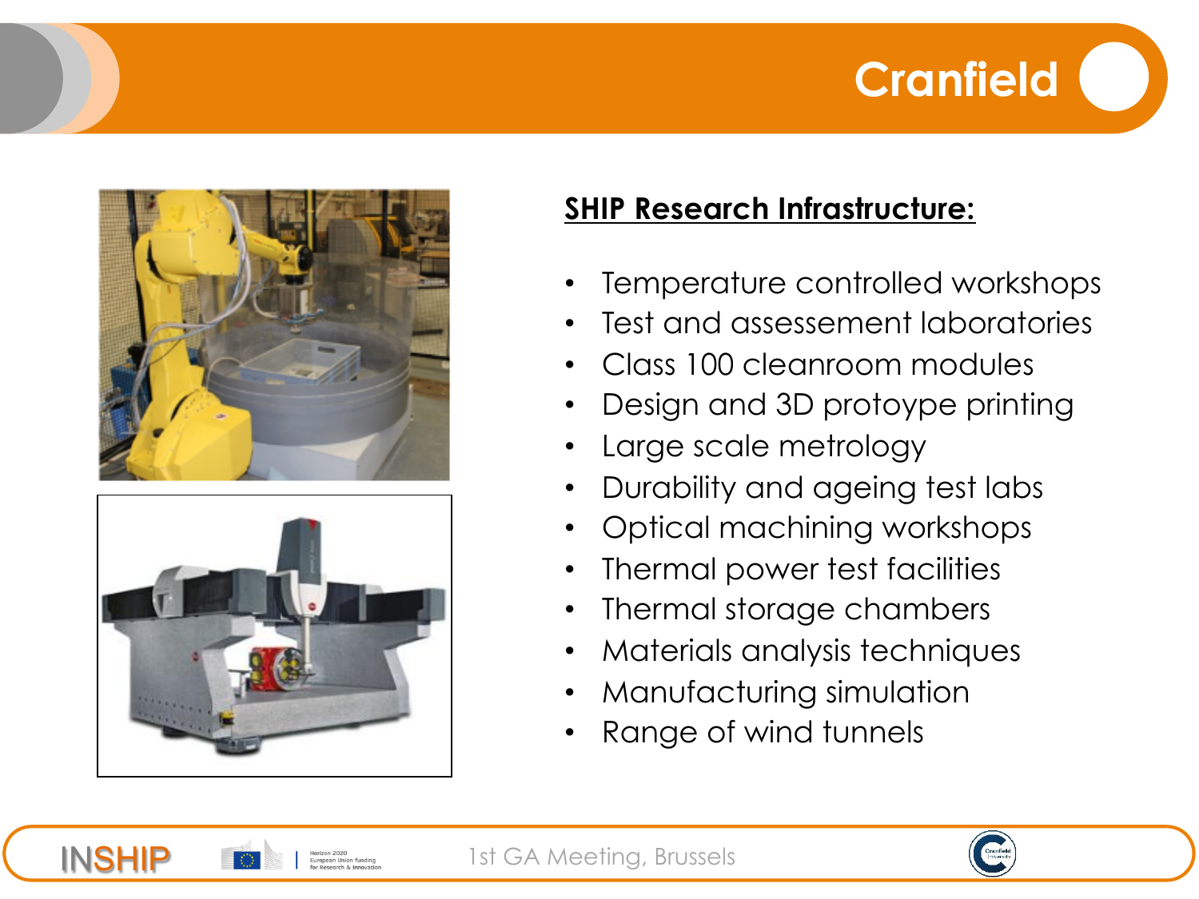# Cranfield

## SHIP Research Infrastructure:

- Temperature controlled workshops
- Test and assesement laboratories
- Class 100 cleanroom modules
- Design and 3D protoype printing
- Large scale metrology
- Durability and ageing test labs
- Optical machining workshops
- Thermal power test facilities
- Thermal storage chambers
- Materials analysis techniques
- Manufacturing simulation
- Range of wind tunnels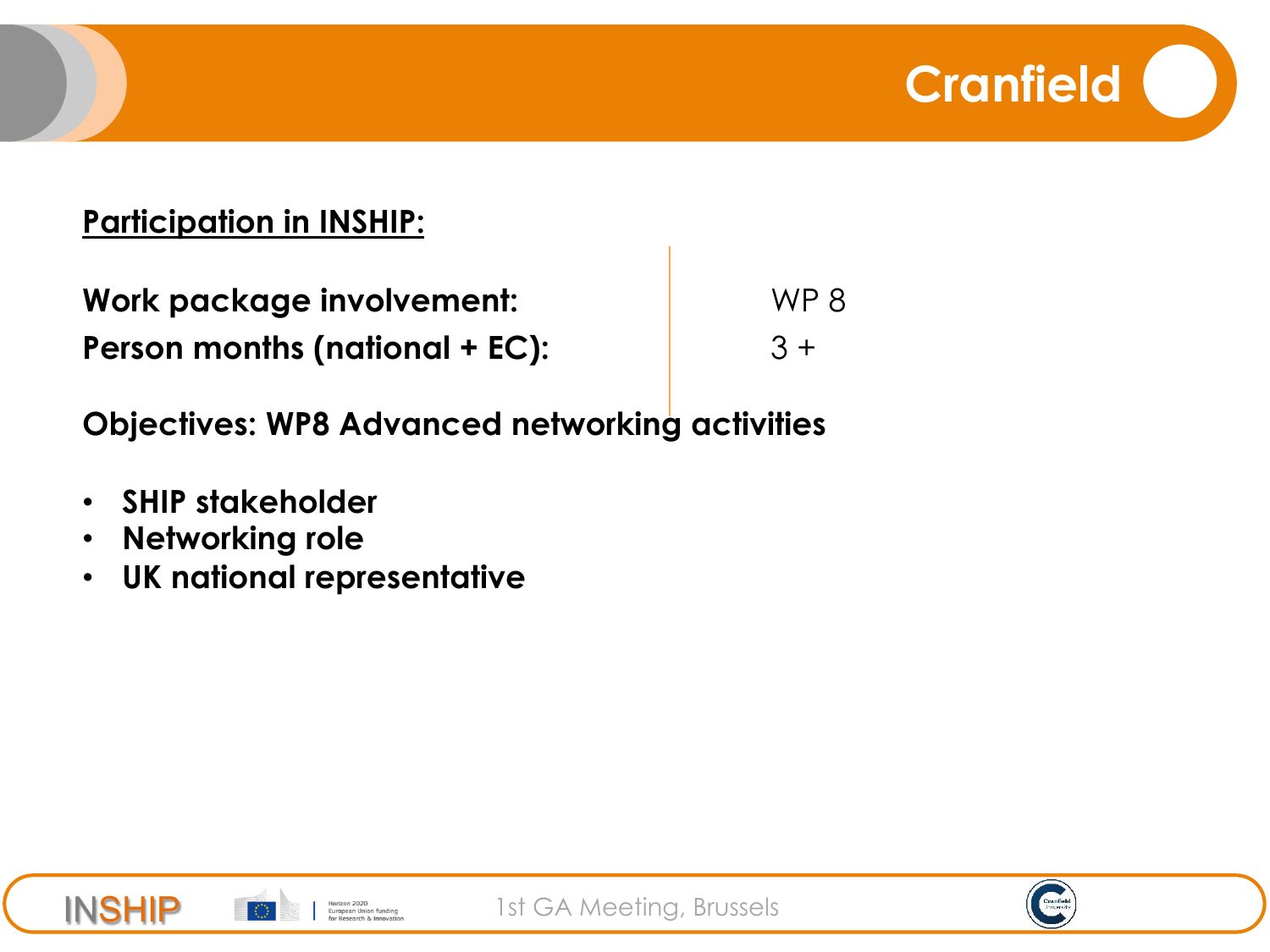# Cranfield

**Participation in INSHIP:**

| | |
|---|---|
| **Work package involvement:** | WP 8 |
| **Person months (national + EC):** | 3 + |

**Objectives: WP8 Advanced networking activities**

- **SHIP stakeholder**
- **Networking role**
- **UK national representative**